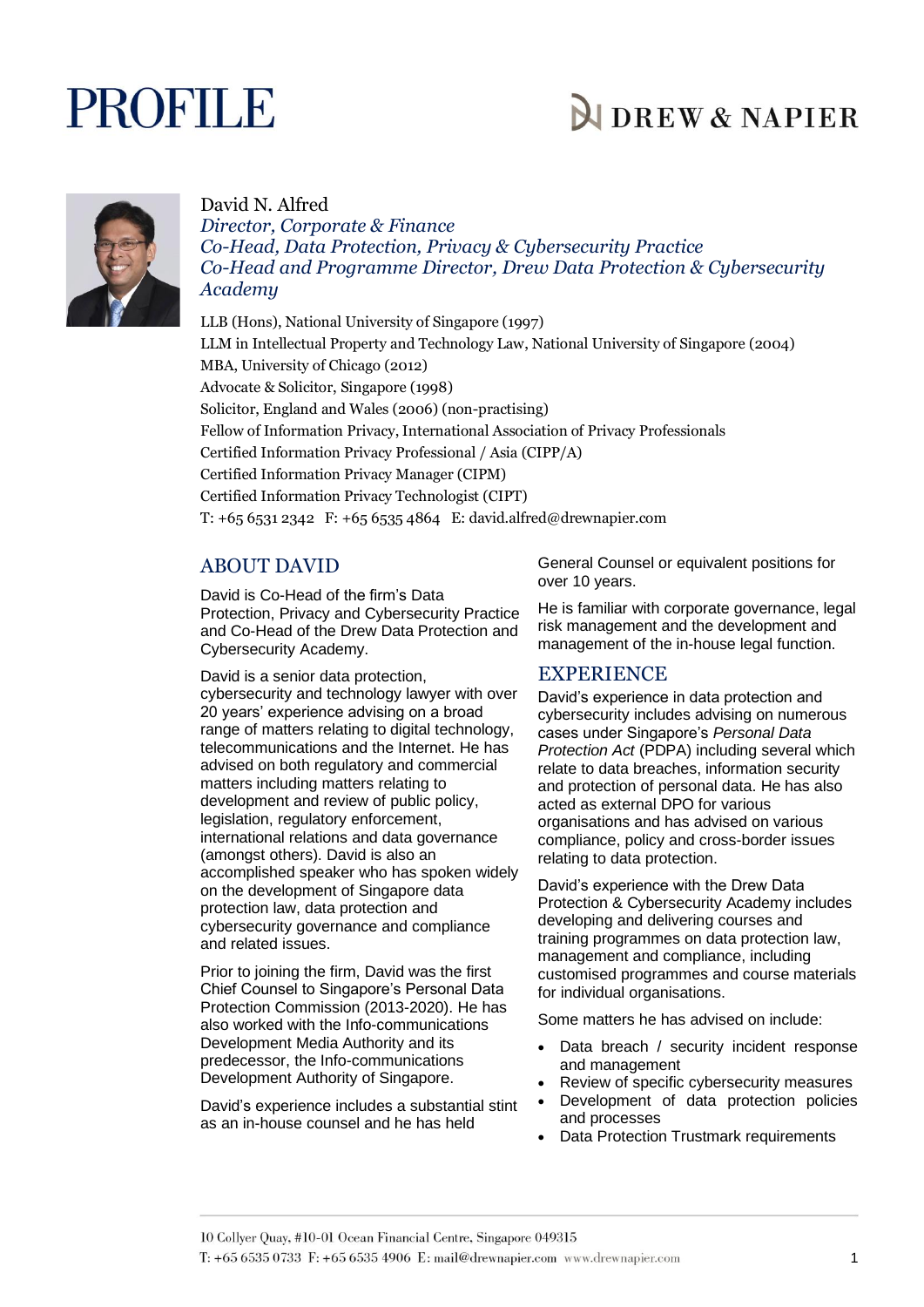# PROFILE

DREW & NAPIER

David N. Alfred
*Director, Corporate & Finance*
*Co-Head, Data Protection, Privacy & Cybersecurity Practice*
*Co-Head and Programme Director, Drew Data Protection & Cybersecurity Academy*

LLB (Hons), National University of Singapore (1997)
LLM in Intellectual Property and Technology Law, National University of Singapore (2004)
MBA, University of Chicago (2012)
Advocate & Solicitor, Singapore (1998)
Solicitor, England and Wales (2006) (non-practising)
Fellow of Information Privacy, International Association of Privacy Professionals
Certified Information Privacy Professional / Asia (CIPP/A)
Certified Information Privacy Manager (CIPM)
Certified Information Privacy Technologist (CIPT)
T: +65 6531 2342 F: +65 6535 4864 E: david.alfred@drewnapier.com

## ABOUT DAVID

David is Co-Head of the firm's Data Protection, Privacy and Cybersecurity Practice and Co-Head of the Drew Data Protection and Cybersecurity Academy.

David is a senior data protection, cybersecurity and technology lawyer with over 20 years' experience advising on a broad range of matters relating to digital technology, telecommunications and the Internet. He has advised on both regulatory and commercial matters including matters relating to development and review of public policy, legislation, regulatory enforcement, international relations and data governance (amongst others). David is also an accomplished speaker who has spoken widely on the development of Singapore data protection law, data protection and cybersecurity governance and compliance and related issues.

Prior to joining the firm, David was the first Chief Counsel to Singapore's Personal Data Protection Commission (2013-2020). He has also worked with the Info-communications Development Media Authority and its predecessor, the Info-communications Development Authority of Singapore.

David's experience includes a substantial stint as an in-house counsel and he has held General Counsel or equivalent positions for over 10 years.

He is familiar with corporate governance, legal risk management and the development and management of the in-house legal function.

## EXPERIENCE

David's experience in data protection and cybersecurity includes advising on numerous cases under Singapore's *Personal Data Protection Act* (PDPA) including several which relate to data breaches, information security and protection of personal data. He has also acted as external DPO for various organisations and has advised on various compliance, policy and cross-border issues relating to data protection.

David's experience with the Drew Data Protection & Cybersecurity Academy includes developing and delivering courses and training programmes on data protection law, management and compliance, including customised programmes and course materials for individual organisations.

Some matters he has advised on include:

- Data breach / security incident response and management
- Review of specific cybersecurity measures
- Development of data protection policies and processes
- Data Protection Trustmark requirements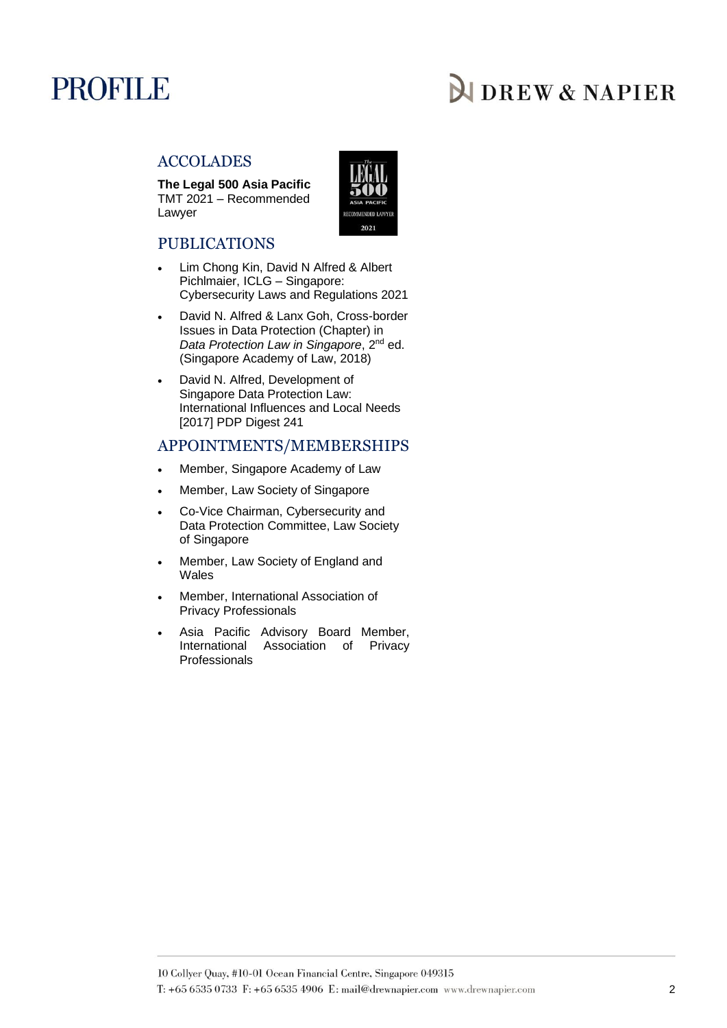# PROFILE

## ACCOLADES

**The Legal 500 Asia Pacific**
TMT 2021 – Recommended Lawyer

## PUBLICATIONS

- Lim Chong Kin, David N Alfred & Albert Pichlmaier, ICLG – Singapore: Cybersecurity Laws and Regulations 2021
- David N. Alfred & Lanx Goh, Cross-border Issues in Data Protection (Chapter) in *Data Protection Law in Singapore*, 2nd ed. (Singapore Academy of Law, 2018)
- David N. Alfred, Development of Singapore Data Protection Law: International Influences and Local Needs [2017] PDP Digest 241

## APPOINTMENTS/MEMBERSHIPS

- Member, Singapore Academy of Law
- Member, Law Society of Singapore
- Co-Vice Chairman, Cybersecurity and Data Protection Committee, Law Society of Singapore
- Member, Law Society of England and Wales
- Member, International Association of Privacy Professionals
- Asia Pacific Advisory Board Member, International Association of Privacy Professionals